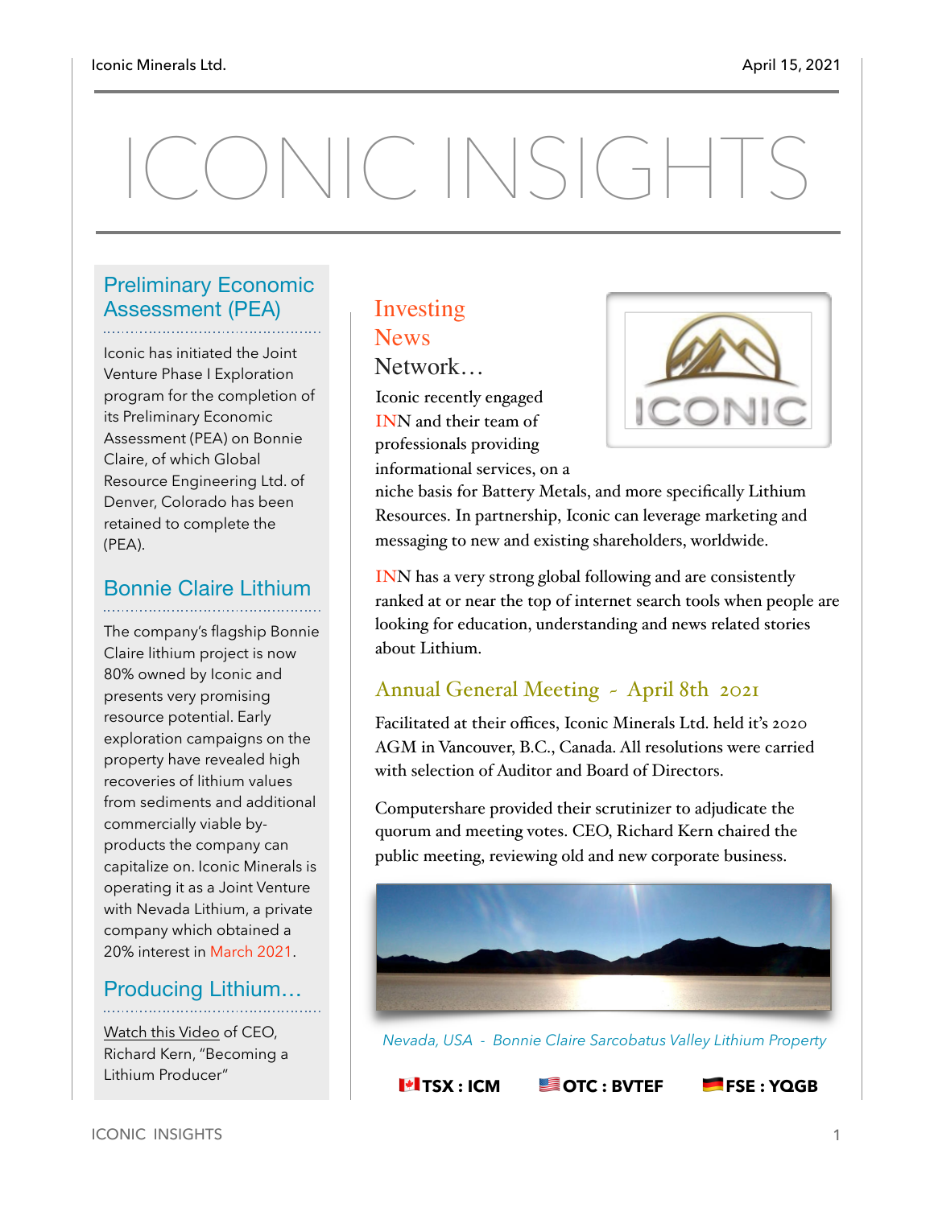# ICONIC INSIGHTS

## Preliminary Economic Assessment (PEA)

Iconic has initiated the Joint Venture Phase I Exploration program for the completion of its Preliminary Economic Assessment (PEA) on Bonnie Claire, of which Global Resource Engineering Ltd. of Denver, Colorado has been retained to complete the (PEA).

## Bonnie Claire Lithium

The company's flagship Bonnie Claire lithium project is now 80% owned by Iconic and presents very promising resource potential. Early exploration campaigns on the property have revealed high recoveries of lithium values from sediments and additional commercially viable by-products the company can capitalize on. Iconic Minerals is operating it as a Joint Venture with Nevada Lithium, a private company which obtained a 20% interest in March 2021.

## Producing Lithium…

Watch this Video of CEO, Richard Kern, "Becoming a Lithium Producer"

## Investing News Network…

Iconic recently engaged INN and their team of professionals providing informational services, on a niche basis for Battery Metals, and more specifically Lithium Resources. In partnership, Iconic can leverage marketing and messaging to new and existing shareholders, worldwide.

INN has a very strong global following and are consistently ranked at or near the top of internet search tools when people are looking for education, understanding and news related stories about Lithium.

## Annual General Meeting - April 8th 2021

Facilitated at their offices, Iconic Minerals Ltd. held it's 2020 AGM in Vancouver, B.C., Canada. All resolutions were carried with selection of Auditor and Board of Directors.

Computershare provided their scrutinizer to adjudicate the quorum and meeting votes. CEO, Richard Kern chaired the public meeting, reviewing old and new corporate business.

*Nevada, USA - Bonnie Claire Sarcobatus Valley Lithium Property*

**TSX : ICM** **OTC : BVTEF** **FSE : YQGB**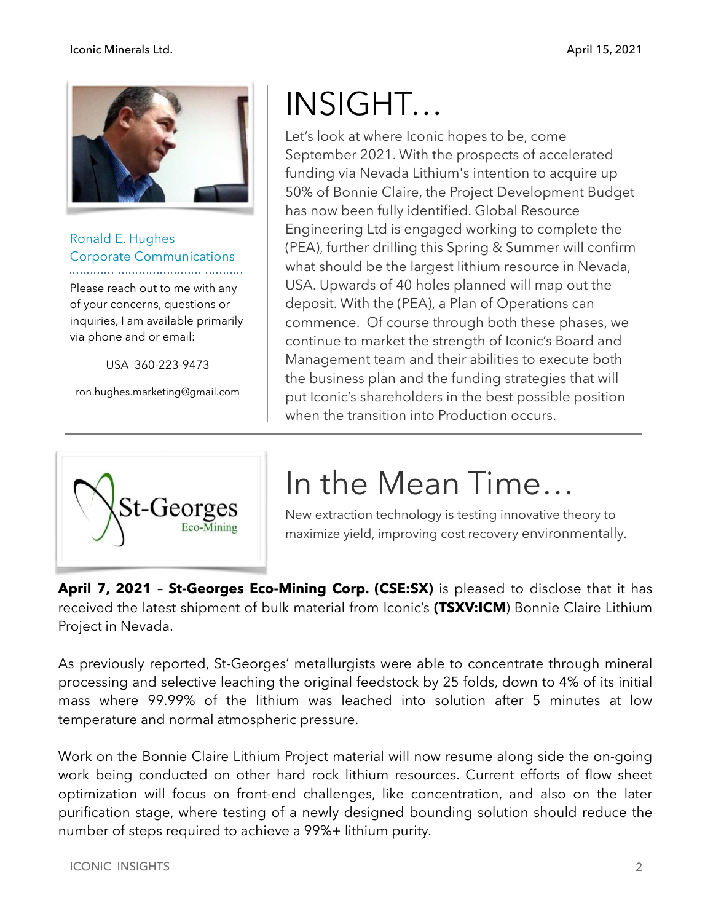Ronald E. Hughes
Corporate Communications

Please reach out to me with any of your concerns, questions or inquiries, I am available primarily via phone and or email:

USA 360-223-9473

ron.hughes.marketing@gmail.com

# INSIGHT…

Let's look at where Iconic hopes to be, come September 2021. With the prospects of accelerated funding via Nevada Lithium's intention to acquire up 50% of Bonnie Claire, the Project Development Budget has now been fully identified. Global Resource Engineering Ltd is engaged working to complete the (PEA), further drilling this Spring & Summer will confirm what should be the largest lithium resource in Nevada, USA. Upwards of 40 holes planned will map out the deposit. With the (PEA), a Plan of Operations can commence. Of course through both these phases, we continue to market the strength of Iconic's Board and Management team and their abilities to execute both the business plan and the funding strategies that will put Iconic's shareholders in the best possible position when the transition into Production occurs.

---

St-Georges Eco-Mining

# In the Mean Time…

New extraction technology is testing innovative theory to maximize yield, improving cost recovery environmentally.

**April 7, 2021** – **St-Georges Eco-Mining Corp. (CSE:SX)** is pleased to disclose that it has received the latest shipment of bulk material from Iconic's **(TSXV:ICM**) Bonnie Claire Lithium Project in Nevada.

As previously reported, St-Georges' metallurgists were able to concentrate through mineral processing and selective leaching the original feedstock by 25 folds, down to 4% of its initial mass where 99.99% of the lithium was leached into solution after 5 minutes at low temperature and normal atmospheric pressure.

Work on the Bonnie Claire Lithium Project material will now resume along side the on-going work being conducted on other hard rock lithium resources. Current efforts of flow sheet optimization will focus on front-end challenges, like concentration, and also on the later purification stage, where testing of a newly designed bounding solution should reduce the number of steps required to achieve a 99%+ lithium purity.